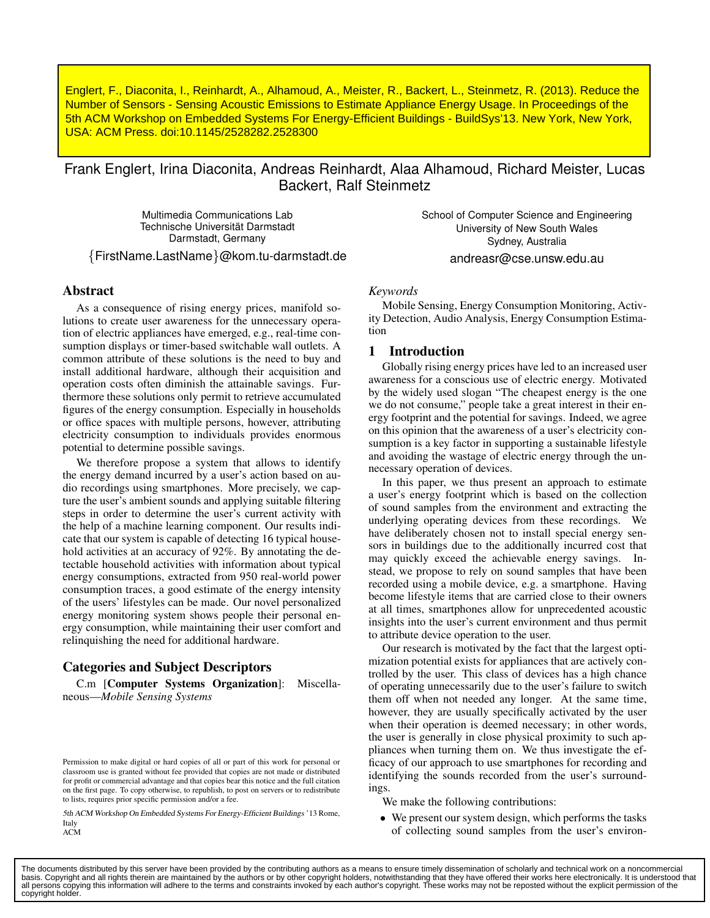Englert, F., Diaconita, I., Reinhardt, A., Alhamoud, A., Meister, R., Backert, L., Steinmetz, R. (2013). Reduce the Number of Sensors - Sensing Acoustic Emissions to Estimate Appliance Energy Usage. In Proceedings of the 5th ACM Workshop on Embedded Systems For Energy-Efficient Buildings - BuildSys'13. New York, New York, USA: ACM Press. doi:10.1145/2528282.2528300

Frank Englert, Irina Diaconita, Andreas Reinhardt, Alaa Alhamoud, Richard Meister, Lucas Backert, Ralf Steinmetz

Multimedia Communications Lab
Technische Universität Darmstadt
Darmstadt, Germany
{FirstName.LastName}@kom.tu-darmstadt.de

School of Computer Science and Engineering
University of New South Wales
Sydney, Australia
andreasr@cse.unsw.edu.au

## Abstract

As a consequence of rising energy prices, manifold solutions to create user awareness for the unnecessary operation of electric appliances have emerged, e.g., real-time consumption displays or timer-based switchable wall outlets. A common attribute of these solutions is the need to buy and install additional hardware, although their acquisition and operation costs often diminish the attainable savings. Furthermore these solutions only permit to retrieve accumulated figures of the energy consumption. Especially in households or office spaces with multiple persons, however, attributing electricity consumption to individuals provides enormous potential to determine possible savings.

We therefore propose a system that allows to identify the energy demand incurred by a user's action based on audio recordings using smartphones. More precisely, we capture the user's ambient sounds and applying suitable filtering steps in order to determine the user's current activity with the help of a machine learning component. Our results indicate that our system is capable of detecting 16 typical household activities at an accuracy of 92%. By annotating the detectable household activities with information about typical energy consumptions, extracted from 950 real-world power consumption traces, a good estimate of the energy intensity of the users' lifestyles can be made. Our novel personalized energy monitoring system shows people their personal energy consumption, while maintaining their user comfort and relinquishing the need for additional hardware.

## Categories and Subject Descriptors

C.m [**Computer Systems Organization**]: Miscellaneous—*Mobile Sensing Systems*

Permission to make digital or hard copies of all or part of this work for personal or classroom use is granted without fee provided that copies are not made or distributed for profit or commercial advantage and that copies bear this notice and the full citation on the first page. To copy otherwise, to republish, to post on servers or to redistribute to lists, requires prior specific permission and/or a fee.

*5th ACM Workshop On Embedded Systems For Energy-Efficient Buildings* '13 Rome, Italy
ACM

*Keywords*

Mobile Sensing, Energy Consumption Monitoring, Activity Detection, Audio Analysis, Energy Consumption Estimation

## 1 Introduction

Globally rising energy prices have led to an increased user awareness for a conscious use of electric energy. Motivated by the widely used slogan "The cheapest energy is the one we do not consume," people take a great interest in their energy footprint and the potential for savings. Indeed, we agree on this opinion that the awareness of a user's electricity consumption is a key factor in supporting a sustainable lifestyle and avoiding the wastage of electric energy through the unnecessary operation of devices.

In this paper, we thus present an approach to estimate a user's energy footprint which is based on the collection of sound samples from the environment and extracting the underlaying operating devices from these recordings. We have deliberately chosen not to install special energy sensors in buildings due to the additionally incurred cost that may quickly exceed the achievable energy savings. Instead, we propose to rely on sound samples that have been recorded using a mobile device, e.g. a smartphone. Having become lifestyle items that are carried close to their owners at all times, smartphones allow for unprecedented acoustic insights into the user's current environment and thus permit to attribute device operation to the user.

Our research is motivated by the fact that the largest optimization potential exists for appliances that are actively controlled by the user. This class of devices has a high chance of operating unnecessarily due to the user's failure to switch them off when not needed any longer. At the same time, however, they are usually specifically activated by the user when their operation is deemed necessary; in other words, the user is generally in close physical proximity to such appliances when turning them on. We thus investigate the efficacy of our approach to use smartphones for recording and identifying the sounds recorded from the user's surroundings.

We make the following contributions:

- We present our system design, which performs the tasks of collecting sound samples from the user's environ-

The documents distributed by this server have been provided by the contributing authors as a means to ensure timely dissemination of scholarly and technical work on a noncommercial basis. Copyright and all rights therein are maintained by the authors or by other copyright holders, notwithstanding that they have offered their works here electronically. It is understood that all persons copying this information will adhere to the terms and constraints invoked by each author's copyright. These works may not be reposted without the explicit permission of the copyright holder.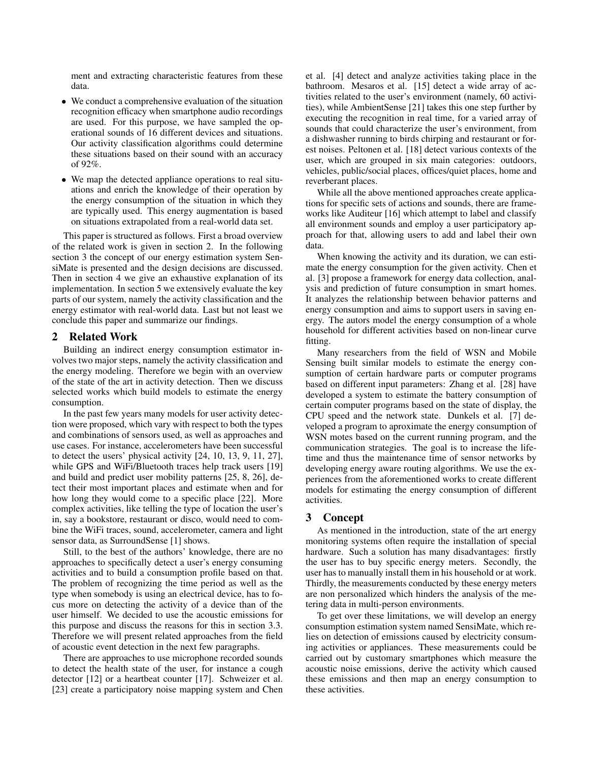ment and extracting characteristic features from these data.

- We conduct a comprehensive evaluation of the situation recognition efficacy when smartphone audio recordings are used. For this purpose, we have sampled the operational sounds of 16 different devices and situations. Our activity classification algorithms could determine these situations based on their sound with an accuracy of 92%.
- We map the detected appliance operations to real situations and enrich the knowledge of their operation by the energy consumption of the situation in which they are typically used. This energy augmentation is based on situations extrapolated from a real-world data set.

This paper is structured as follows. First a broad overview of the related work is given in section 2. In the following section 3 the concept of our energy estimation system SensiMate is presented and the design decisions are discussed. Then in section 4 we give an exhaustive explanation of its implementation. In section 5 we extensively evaluate the key parts of our system, namely the activity classification and the energy estimator with real-world data. Last but not least we conclude this paper and summarize our findings.

## 2 Related Work

Building an indirect energy consumption estimator involves two major steps, namely the activity classification and the energy modeling. Therefore we begin with an overview of the state of the art in activity detection. Then we discuss selected works which build models to estimate the energy consumption.

In the past few years many models for user activity detection were proposed, which vary with respect to both the types and combinations of sensors used, as well as approaches and use cases. For instance, accelerometers have been successful to detect the users' physical activity [24, 10, 13, 9, 11, 27], while GPS and WiFi/Bluetooth traces help track users [19] and build and predict user mobility patterns [25, 8, 26], detect their most important places and estimate when and for how long they would come to a specific place [22]. More complex activities, like telling the type of location the user's in, say a bookstore, restaurant or disco, would need to combine the WiFi traces, sound, accelerometer, camera and light sensor data, as SurroundSense [1] shows.

Still, to the best of the authors' knowledge, there are no approaches to specifically detect a user's energy consuming activities and to build a consumption profile based on that. The problem of recognizing the time period as well as the type when somebody is using an electrical device, has to focus more on detecting the activity of a device than of the user himself. We decided to use the acoustic emissions for this purpose and discuss the reasons for this in section 3.3. Therefore we will present related approaches from the field of acoustic event detection in the next few paragraphs.

There are approaches to use microphone recorded sounds to detect the health state of the user, for instance a cough detector [12] or a heartbeat counter [17]. Schweizer et al. [23] create a participatory noise mapping system and Chen et al. [4] detect and analyze activities taking place in the bathroom. Mesaros et al. [15] detect a wide array of activities related to the user's environment (namely, 60 activities), while AmbientSense [21] takes this one step further by executing the recognition in real time, for a varied array of sounds that could characterize the user's environment, from a dishwasher running to birds chirping and restaurant or forest noises. Peltonen et al. [18] detect various contexts of the user, which are grouped in six main categories: outdoors, vehicles, public/social places, offices/quiet places, home and reverberant places.

While all the above mentioned approaches create applications for specific sets of actions and sounds, there are frameworks like Auditeur [16] which attempt to label and classify all environment sounds and employ a user participatory approach for that, allowing users to add and label their own data.

When knowing the activity and its duration, we can estimate the energy consumption for the given activity. Chen et al. [3] propose a framework for energy data collection, analysis and prediction of future consumption in smart homes. It analyzes the relationship between behavior patterns and energy consumption and aims to support users in saving energy. The autors model the energy consumption of a whole household for different activities based on non-linear curve fitting.

Many researchers from the field of WSN and Mobile Sensing built similar models to estimate the energy consumption of certain hardware parts or computer programs based on different input parameters: Zhang et al. [28] have developed a system to estimate the battery consumption of certain computer programs based on the state of display, the CPU speed and the network state. Dunkels et al. [7] developed a program to aproximate the energy consumption of WSN motes based on the current running program, and the communication strategies. The goal is to increase the lifetime and thus the maintenance time of sensor networks by developing energy aware routing algorithms. We use the experiences from the aforementioned works to create different models for estimating the energy consumption of different activities.

## 3 Concept

As mentioned in the introduction, state of the art energy monitoring systems often require the installation of special hardware. Such a solution has many disadvantages: firstly the user has to buy specific energy meters. Secondly, the user has to manually install them in his household or at work. Thirdly, the measurements conducted by these energy meters are non personalized which hinders the analysis of the metering data in multi-person environments.

To get over these limitations, we will develop an energy consumption estimation system named SensiMate, which relies on detection of emissions caused by electricity consuming activities or appliances. These measurements could be carried out by customary smartphones which measure the acoustic noise emissions, derive the activity which caused these emissions and then map an energy consumption to these activities.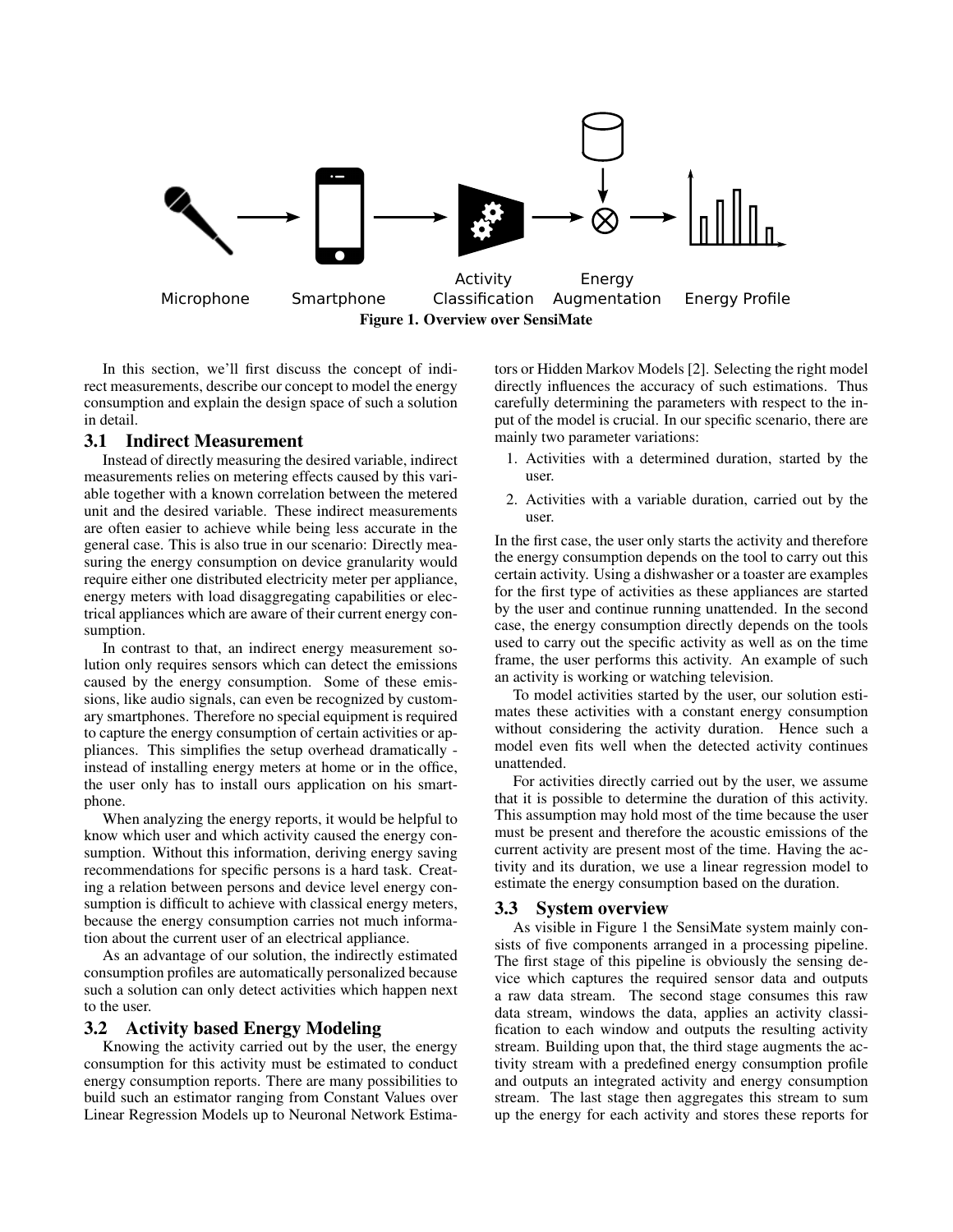Microphone

Smartphone

Activity Classification

Energy Augmentation

Energy Profile

**Figure 1. Overview over SensiMate**

In this section, we'll first discuss the concept of indirect measurements, describe our concept to model the energy consumption and explain the design space of such a solution in detail.

### 3.1 Indirect Measurement

Instead of directly measuring the desired variable, indirect measurements relies on metering effects caused by this variable together with a known correlation between the metered unit and the desired variable. These indirect measurements are often easier to achieve while being less accurate in the general case. This is also true in our scenario: Directly measuring the energy consumption on device granularity would require either one distributed electricity meter per appliance, energy meters with load disaggregating capabilities or electrical appliances which are aware of their current energy consumption.

In contrast to that, an indirect energy measurement solution only requires sensors which can detect the emissions caused by the energy consumption. Some of these emissions, like audio signals, can even be recognized by customary smartphones. Therefore no special equipment is required to capture the energy consumption of certain activities or appliances. This simplifies the setup overhead dramatically - instead of installing energy meters at home or in the office, the user only has to install ours application on his smartphone.

When analyzing the energy reports, it would be helpful to know which user and which activity caused the energy consumption. Without this information, deriving energy saving recommendations for specific persons is a hard task. Creating a relation between persons and device level energy consumption is difficult to achieve with classical energy meters, because the energy consumption carries not much information about the current user of an electrical appliance.

As an advantage of our solution, the indirectly estimated consumption profiles are automatically personalized because such a solution can only detect activities which happen next to the user.

### 3.2 Activity based Energy Modeling

Knowing the activity carried out by the user, the energy consumption for this activity must be estimated to conduct energy consumption reports. There are many possibilities to build such an estimator ranging from Constant Values over Linear Regression Models up to Neuronal Network Estimators or Hidden Markov Models [2]. Selecting the right model directly influences the accuracy of such estimations. Thus carefully determining the parameters with respect to the input of the model is crucial. In our specific scenario, there are mainly two parameter variations:

1. Activities with a determined duration, started by the user.
2. Activities with a variable duration, carried out by the user.

In the first case, the user only starts the activity and therefore the energy consumption depends on the tool to carry out this certain activity. Using a dishwasher or a toaster are examples for the first type of activities as these appliances are started by the user and continue running unattended. In the second case, the energy consumption directly depends on the tools used to carry out the specific activity as well as on the time frame, the user performs this activity. An example of such an activity is working or watching television.

To model activities started by the user, our solution estimates these activities with a constant energy consumption without considering the activity duration. Hence such a model even fits well when the detected activity continues unattended.

For activities directly carried out by the user, we assume that it is possible to determine the duration of this activity. This assumption may hold most of the time because the user must be present and therefore the acoustic emissions of the current activity are present most of the time. Having the activity and its duration, we use a linear regression model to estimate the energy consumption based on the duration.

### 3.3 System overview

As visible in Figure 1 the SensiMate system mainly consists of five components arranged in a processing pipeline. The first stage of this pipeline is obviously the sensing device which captures the required sensor data and outputs a raw data stream. The second stage consumes this raw data stream, windows the data, applies an activity classification to each window and outputs the resulting activity stream. Building upon that, the third stage augments the activity stream with a predefined energy consumption profile and outputs an integrated activity and energy consumption stream. The last stage then aggregates this stream to sum up the energy for each activity and stores these reports for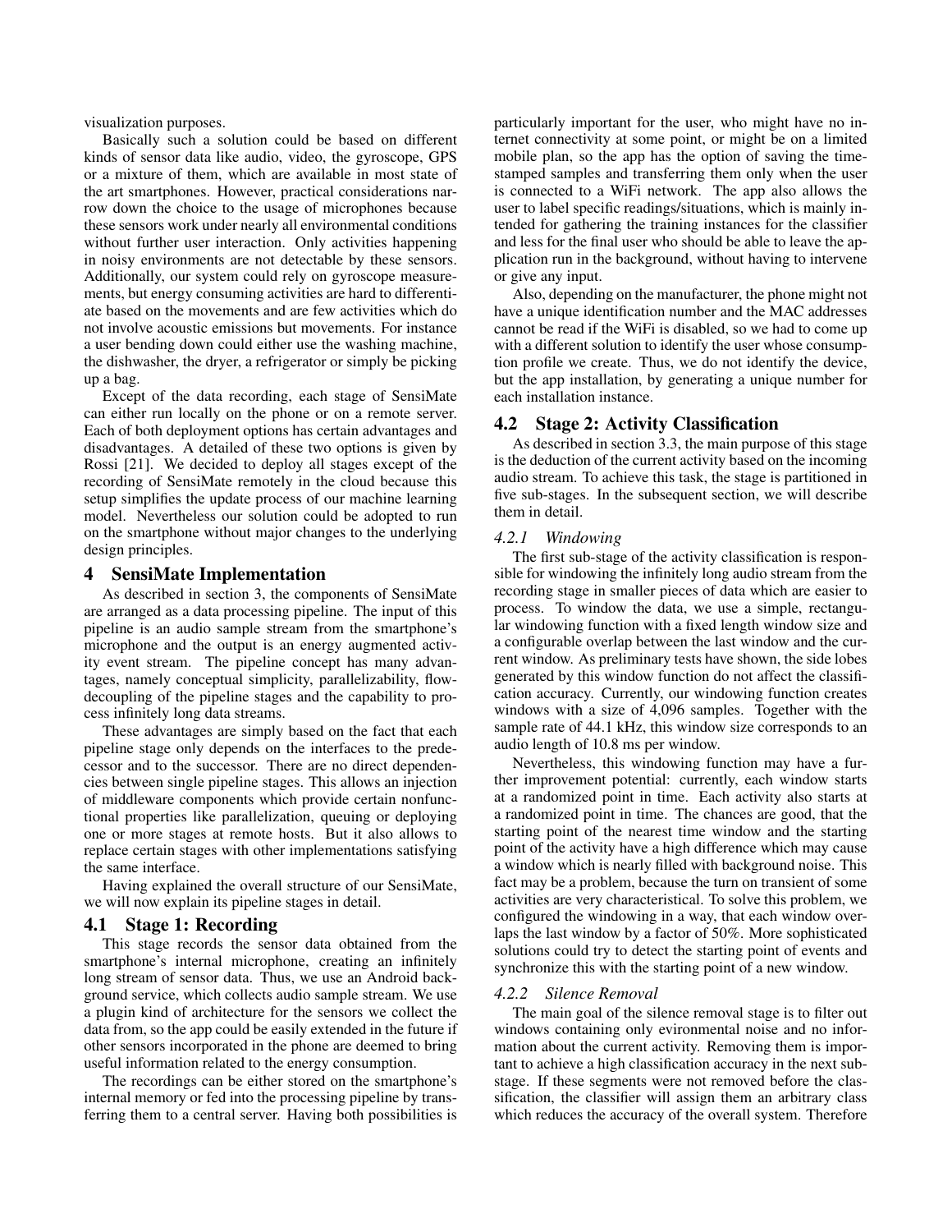visualization purposes.

Basically such a solution could be based on different kinds of sensor data like audio, video, the gyroscope, GPS or a mixture of them, which are available in most state of the art smartphones. However, practical considerations narrow down the choice to the usage of microphones because these sensors work under nearly all environmental conditions without further user interaction. Only activities happening in noisy environments are not detectable by these sensors. Additionally, our system could rely on gyroscope measurements, but energy consuming activities are hard to differentiate based on the movements and are few activities which do not involve acoustic emissions but movements. For instance a user bending down could either use the washing machine, the dishwasher, the dryer, a refrigerator or simply be picking up a bag.

Except of the data recording, each stage of SensiMate can either run locally on the phone or on a remote server. Each of both deployment options has certain advantages and disadvantages. A detailed of these two options is given by Rossi [21]. We decided to deploy all stages except of the recording of SensiMate remotely in the cloud because this setup simplifies the update process of our machine learning model. Nevertheless our solution could be adopted to run on the smartphone without major changes to the underlying design principles.

## 4 SensiMate Implementation

As described in section 3, the components of SensiMate are arranged as a data processing pipeline. The input of this pipeline is an audio sample stream from the smartphone's microphone and the output is an energy augmented activity event stream. The pipeline concept has many advantages, namely conceptual simplicity, parallelizability, flow-decoupling of the pipeline stages and the capability to process infinitely long data streams.

These advantages are simply based on the fact that each pipeline stage only depends on the interfaces to the predecessor and to the successor. There are no direct dependencies between single pipeline stages. This allows an injection of middleware components which provide certain nonfunctional properties like parallelization, queuing or deploying one or more stages at remote hosts. But it also allows to replace certain stages with other implementations satisfying the same interface.

Having explained the overall structure of our SensiMate, we will now explain its pipeline stages in detail.

### 4.1 Stage 1: Recording

This stage records the sensor data obtained from the smartphone's internal microphone, creating an infinitely long stream of sensor data. Thus, we use an Android background service, which collects audio sample stream. We use a plugin kind of architecture for the sensors we collect the data from, so the app could be easily extended in the future if other sensors incorporated in the phone are deemed to bring useful information related to the energy consumption.

The recordings can be either stored on the smartphone's internal memory or fed into the processing pipeline by transferring them to a central server. Having both possibilities is particularly important for the user, who might have no internet connectivity at some point, or might be on a limited mobile plan, so the app has the option of saving the timestamped samples and transferring them only when the user is connected to a WiFi network. The app also allows the user to label specific readings/situations, which is mainly intended for gathering the training instances for the classifier and less for the final user who should be able to leave the application run in the background, without having to intervene or give any input.

Also, depending on the manufacturer, the phone might not have a unique identification number and the MAC addresses cannot be read if the WiFi is disabled, so we had to come up with a different solution to identify the user whose consumption profile we create. Thus, we do not identify the device, but the app installation, by generating a unique number for each installation instance.

### 4.2 Stage 2: Activity Classification

As described in section 3.3, the main purpose of this stage is the deduction of the current activity based on the incoming audio stream. To achieve this task, the stage is partitioned in five sub-stages. In the subsequent section, we will describe them in detail.

#### *4.2.1 Windowing*

The first sub-stage of the activity classification is responsible for windowing the infinitely long audio stream from the recording stage in smaller pieces of data which are easier to process. To window the data, we use a simple, rectangular windowing function with a fixed length window size and a configurable overlap between the last window and the current window. As preliminary tests have shown, the side lobes generated by this window function do not affect the classification accuracy. Currently, our windowing function creates windows with a size of 4,096 samples. Together with the sample rate of 44.1 kHz, this window size corresponds to an audio length of 10.8 ms per window.

Nevertheless, this windowing function may have a further improvement potential: currently, each window starts at a randomized point in time. Each activity also starts at a randomized point in time. The chances are good, that the starting point of the nearest time window and the starting point of the activity have a high difference which may cause a window which is nearly filled with background noise. This fact may be a problem, because the turn on transient of some activities are very characteristical. To solve this problem, we configured the windowing in a way, that each window overlaps the last window by a factor of 50%. More sophisticated solutions could try to detect the starting point of events and synchronize this with the starting point of a new window.

#### *4.2.2 Silence Removal*

The main goal of the silence removal stage is to filter out windows containing only evironmental noise and no information about the current activity. Removing them is important to achieve a high classification accuracy in the next substage. If these segments were not removed before the classification, the classifier will assign them an arbitrary class which reduces the accuracy of the overall system. Therefore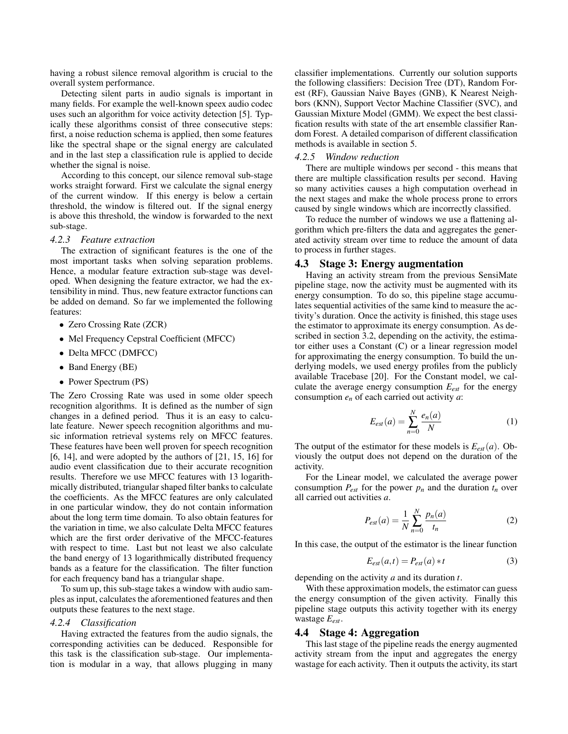having a robust silence removal algorithm is crucial to the overall system performance.

Detecting silent parts in audio signals is important in many fields. For example the well-known speex audio codec uses such an algorithm for voice activity detection [5]. Typically these algorithms consist of three consecutive steps: first, a noise reduction schema is applied, then some features like the spectral shape or the signal energy are calculated and in the last step a classification rule is applied to decide whether the signal is noise.

According to this concept, our silence removal sub-stage works straight forward. First we calculate the signal energy of the current window. If this energy is below a certain threshold, the window is filtered out. If the signal energy is above this threshold, the window is forwarded to the next sub-stage.

#### 4.2.3 Feature extraction

The extraction of significant features is the one of the most important tasks when solving separation problems. Hence, a modular feature extraction sub-stage was developed. When designing the feature extractor, we had the extensibility in mind. Thus, new feature extractor functions can be added on demand. So far we implemented the following features:

- Zero Crossing Rate (ZCR)
- Mel Frequency Cepstral Coefficient (MFCC)
- Delta MFCC (DMFCC)
- Band Energy (BE)
- Power Spectrum (PS)

The Zero Crossing Rate was used in some older speech recognition algorithms. It is defined as the number of sign changes in a defined period. Thus it is an easy to calculate feature. Newer speech recognition algorithms and music information retrieval systems rely on MFCC features. These features have been well proven for speech recognition [6, 14], and were adopted by the authors of [21, 15, 16] for audio event classification due to their accurate recognition results. Therefore we use MFCC features with 13 logarithmically distributed, triangular shaped filter banks to calculate the coefficients. As the MFCC features are only calculated in one particular window, they do not contain information about the long term time domain. To also obtain features for the variation in time, we also calculate Delta MFCC features which are the first order derivative of the MFCC-features with respect to time. Last but not least we also calculate the band energy of 13 logarithmically distributed frequency bands as a feature for the classification. The filter function for each frequency band has a triangular shape.

To sum up, this sub-stage takes a window with audio samples as input, calculates the aforementioned features and then outputs these features to the next stage.

#### 4.2.4 Classification

Having extracted the features from the audio signals, the corresponding activities can be deduced. Responsible for this task is the classification sub-stage. Our implementation is modular in a way, that allows plugging in many classifier implementations. Currently our solution supports the following classifiers: Decision Tree (DT), Random Forest (RF), Gaussian Naive Bayes (GNB), K Nearest Neighbors (KNN), Support Vector Machine Classifier (SVC), and Gaussian Mixture Model (GMM). We expect the best classification results with state of the art ensemble classifier Random Forest. A detailed comparison of different classification methods is available in section 5.

#### 4.2.5 Window reduction

There are multiple windows per second - this means that there are multiple classification results per second. Having so many activities causes a high computation overhead in the next stages and make the whole process prone to errors caused by single windows which are incorrectly classified.

To reduce the number of windows we use a flattening algorithm which pre-filters the data and aggregates the generated activity stream over time to reduce the amount of data to process in further stages.

### 4.3 Stage 3: Energy augmentation

Having an activity stream from the previous SensiMate pipeline stage, now the activity must be augmented with its energy consumption. To do so, this pipeline stage accumulates sequential activities of the same kind to measure the activity's duration. Once the activity is finished, this stage uses the estimator to approximate its energy consumption. As described in section 3.2, depending on the activity, the estimator either uses a Constant (C) or a linear regression model for approximating the energy consumption. To build the underlying models, we used energy profiles from the publicly available Tracebase [20]. For the Constant model, we calculate the average energy consumption $E_{est}$ for the energy consumption $e_n$ of each carried out activity $a$:

$$E_{est}(a) = \sum_{n=0}^{N} \frac{e_n(a)}{N} \tag{1}$$

The output of the estimator for these models is $E_{est}(a)$. Obviously the output does not depend on the duration of the activity.

For the Linear model, we calculated the average power consumption $P_{est}$ for the power $p_n$ and the duration $t_n$ over all carried out activities $a$.

$$P_{est}(a) = \frac{1}{N} \sum_{n=0}^{N} \frac{p_n(a)}{t_n} \tag{2}$$

In this case, the output of the estimator is the linear function

$$E_{est}(a,t) = P_{est}(a) * t \tag{3}$$

depending on the activity $a$ and its duration $t$.

With these approximation models, the estimator can guess the energy consumption of the given activity. Finally this pipeline stage outputs this activity together with its energy wastage $E_{est}$.

### 4.4 Stage 4: Aggregation

This last stage of the pipeline reads the energy augmented activity stream from the input and aggregates the energy wastage for each activity. Then it outputs the activity, its start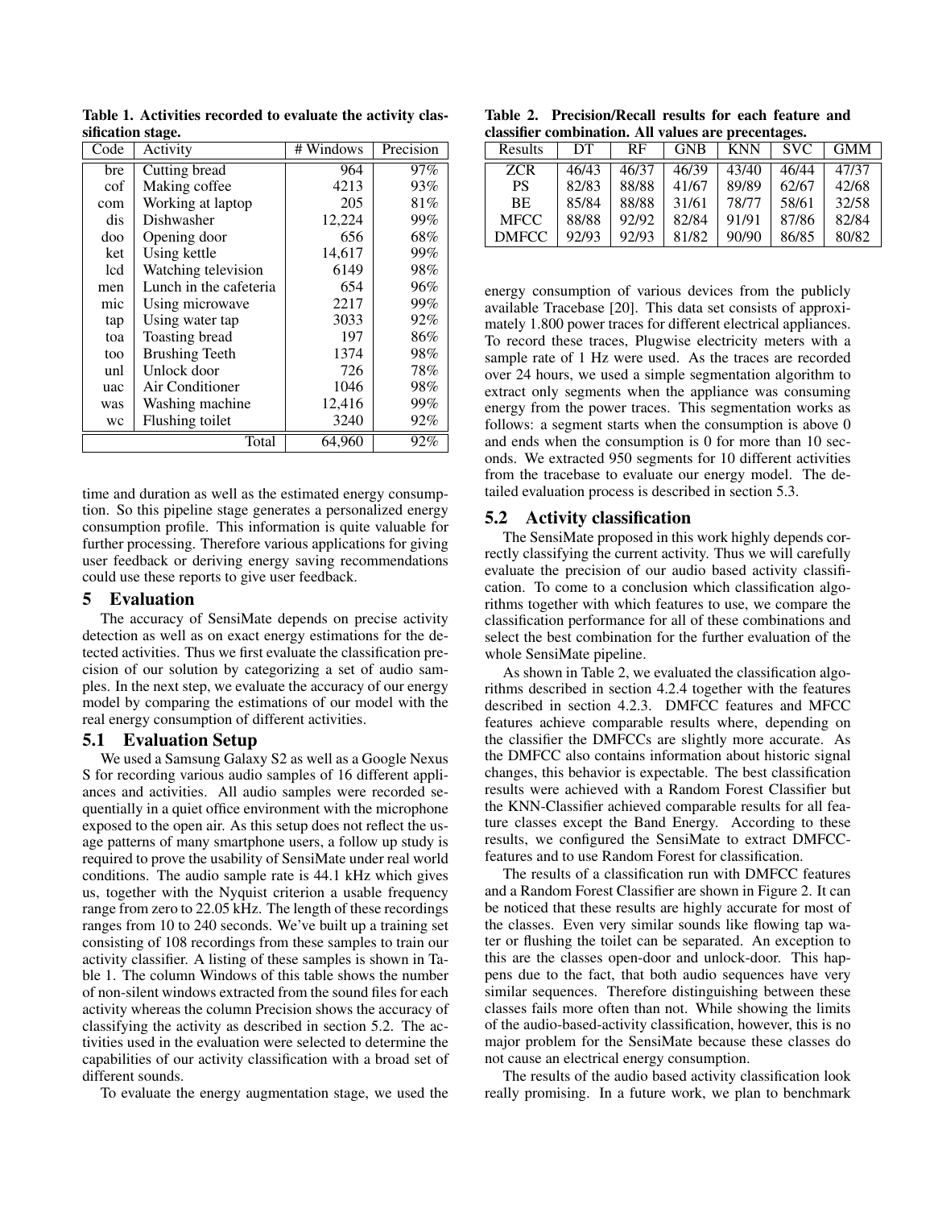Table 1. Activities recorded to evaluate the activity classification stage.

| Code | Activity | # Windows | Precision |
|---|---|---|---|
| bre | Cutting bread | 964 | 97% |
| cof | Making coffee | 4213 | 93% |
| com | Working at laptop | 205 | 81% |
| dis | Dishwasher | 12,224 | 99% |
| doo | Opening door | 656 | 68% |
| ket | Using kettle | 14,617 | 99% |
| lcd | Watching television | 6149 | 98% |
| men | Lunch in the cafeteria | 654 | 96% |
| mic | Using microwave | 2217 | 99% |
| tap | Using water tap | 3033 | 92% |
| toa | Toasting bread | 197 | 86% |
| too | Brushing Teeth | 1374 | 98% |
| unl | Unlock door | 726 | 78% |
| uac | Air Conditioner | 1046 | 98% |
| was | Washing machine | 12,416 | 99% |
| wc | Flushing toilet | 3240 | 92% |
| | Total | 64,960 | 92% |

time and duration as well as the estimated energy consumption. So this pipeline stage generates a personalized energy consumption profile. This information is quite valuable for further processing. Therefore various applications for giving user feedback or deriving energy saving recommendations could use these reports to give user feedback.

## 5 Evaluation

The accuracy of SensiMate depends on precise activity detection as well as on exact energy estimations for the detected activities. Thus we first evaluate the classification precision of our solution by categorizing a set of audio samples. In the next step, we evaluate the accuracy of our energy model by comparing the estimations of our model with the real energy consumption of different activities.

### 5.1 Evaluation Setup

We used a Samsung Galaxy S2 as well as a Google Nexus S for recording various audio samples of 16 different appliances and activities. All audio samples were recorded sequentially in a quiet office environment with the microphone exposed to the open air. As this setup does not reflect the usage patterns of many smartphone users, a follow up study is required to prove the usability of SensiMate under real world conditions. The audio sample rate is 44.1 kHz which gives us, together with the Nyquist criterion a usable frequency range from zero to 22.05 kHz. The length of these recordings ranges from 10 to 240 seconds. We've built up a training set consisting of 108 recordings from these samples to train our activity classifier. A listing of these samples is shown in Table 1. The column Windows of this table shows the number of non-silent windows extracted from the sound files for each activity whereas the column Precision shows the accuracy of classifying the activity as described in section 5.2. The activities used in the evaluation were selected to determine the capabilities of our activity classification with a broad set of different sounds.

To evaluate the energy augmentation stage, we used the energy consumption of various devices from the publicly available Tracebase [20]. This data set consists of approximately 1.800 power traces for different electrical appliances. To record these traces, Plugwise electricity meters with a sample rate of 1 Hz were used. As the traces are recorded over 24 hours, we used a simple segmentation algorithm to extract only segments when the appliance was consuming energy from the power traces. This segmentation works as follows: a segment starts when the consumption is above 0 and ends when the consumption is 0 for more than 10 seconds. We extracted 950 segments for 10 different activities from the tracebase to evaluate our energy model. The detailed evaluation process is described in section 5.3.

Table 2. Precision/Recall results for each feature and classifier combination. All values are precentages.

| Results | DT | RF | GNB | KNN | SVC | GMM |
|---|---|---|---|---|---|---|
| ZCR | 46/43 | 46/37 | 46/39 | 43/40 | 46/44 | 47/37 |
| PS | 82/83 | 88/88 | 41/67 | 89/89 | 62/67 | 42/68 |
| BE | 85/84 | 88/88 | 31/61 | 78/77 | 58/61 | 32/58 |
| MFCC | 88/88 | 92/92 | 82/84 | 91/91 | 87/86 | 82/84 |
| DMFCC | 92/93 | 92/93 | 81/82 | 90/90 | 86/85 | 80/82 |

### 5.2 Activity classification

The SensiMate proposed in this work highly depends correctly classifying the current activity. Thus we will carefully evaluate the precision of our audio based activity classification. To come to a conclusion which classification algorithms together with which features to use, we compare the classification performance for all of these combinations and select the best combination for the further evaluation of the whole SensiMate pipeline.

As shown in Table 2, we evaluated the classification algorithms described in section 4.2.4 together with the features described in section 4.2.3. DMFCC features and MFCC features achieve comparable results where, depending on the classifier the DMFCCs are slightly more accurate. As the DMFCC also contains information about historic signal changes, this behavior is expectable. The best classification results were achieved with a Random Forest Classifier but the KNN-Classifier achieved comparable results for all feature classes except the Band Energy. According to these results, we configured the SensiMate to extract DMFCC-features and to use Random Forest for classification.

The results of a classification run with DMFCC features and a Random Forest Classifier are shown in Figure 2. It can be noticed that these results are highly accurate for most of the classes. Even very similar sounds like flowing tap water or flushing the toilet can be separated. An exception to this are the classes open-door and unlock-door. This happens due to the fact, that both audio sequences have very similar sequences. Therefore distinguishing between these classes fails more often than not. While showing the limits of the audio-based-activity classification, however, this is no major problem for the SensiMate because these classes do not cause an electrical energy consumption.

The results of the audio based activity classification look really promising. In a future work, we plan to benchmark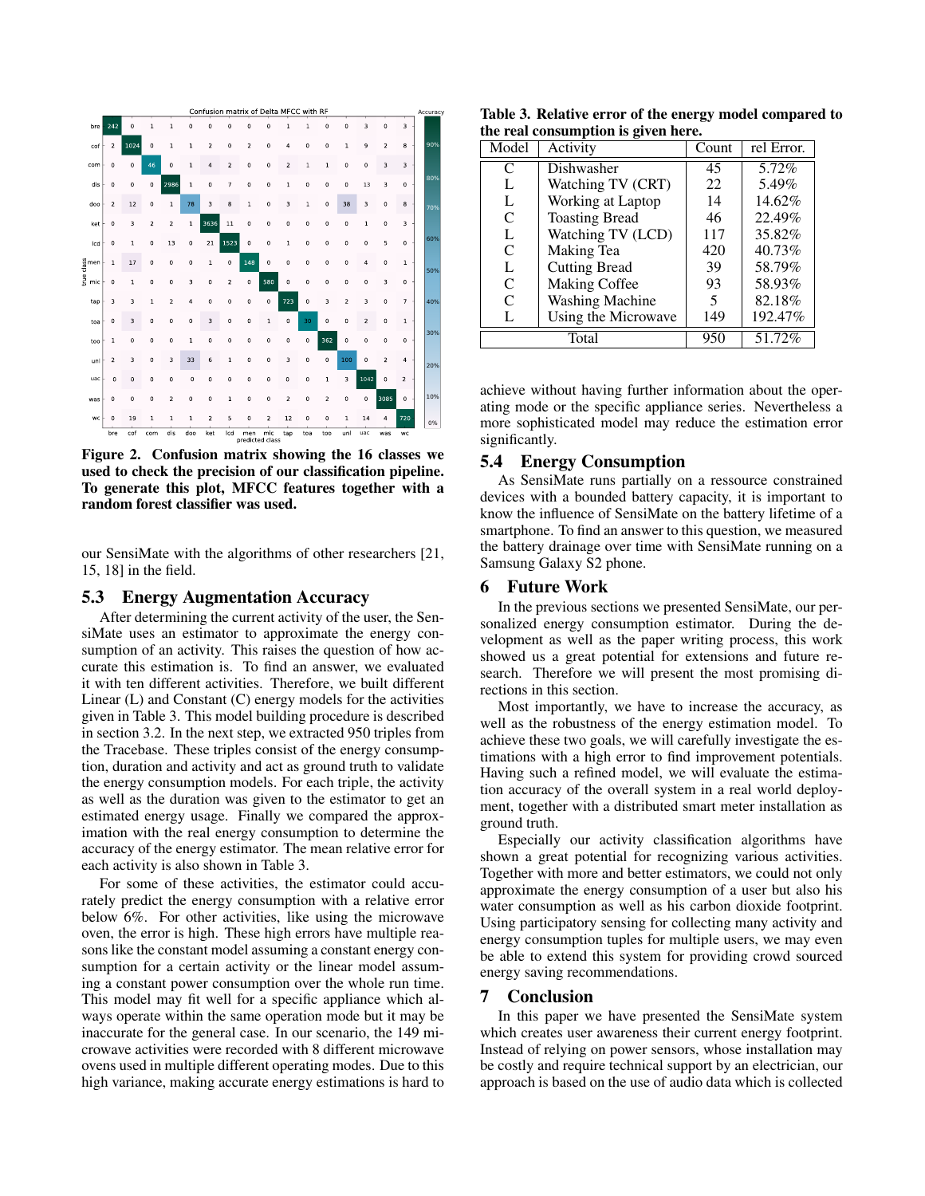Figure 2. Confusion matrix showing the 16 classes we used to check the precision of our classification pipeline. To generate this plot, MFCC features together with a random forest classifier was used.

our SensiMate with the algorithms of other researchers [21, 15, 18] in the field.

## 5.3 Energy Augmentation Accuracy

After determining the current activity of the user, the SensiMate uses an estimator to approximate the energy consumption of an activity. This raises the question of how accurate this estimation is. To find an answer, we evaluated it with ten different activities. Therefore, we built different Linear (L) and Constant (C) energy models for the activities given in Table 3. This model building procedure is described in section 3.2. In the next step, we extracted 950 triples from the Tracebase. These triples consist of the energy consumption, duration and activity and act as ground truth to validate the energy consumption models. For each triple, the activity as well as the duration was given to the estimator to get an estimated energy usage. Finally we compared the approximation with the real energy consumption to determine the accuracy of the energy estimator. The mean relative error for each activity is also shown in Table 3.

For some of these activities, the estimator could accurately predict the energy consumption with a relative error below 6%. For other activities, like using the microwave oven, the error is high. These high errors have multiple reasons like the constant model assuming a constant energy consumption for a certain activity or the linear model assuming a constant power consumption over the whole run time. This model may fit well for a specific appliance which always operate within the same operation mode but it may be inaccurate for the general case. In our scenario, the 149 microwave activities were recorded with 8 different microwave ovens used in multiple different operating modes. Due to this high variance, making accurate energy estimations is hard to achieve without having further information about the operating mode or the specific appliance series. Nevertheless a more sophisticated model may reduce the estimation error significantly.

**Table 3. Relative error of the energy model compared to the real consumption is given here.**

| Model | Activity | Count | rel Error. |
|---|---|---|---|
| C | Dishwasher | 45 | 5.72% |
| L | Watching TV (CRT) | 22 | 5.49% |
| L | Working at Laptop | 14 | 14.62% |
| C | Toasting Bread | 46 | 22.49% |
| L | Watching TV (LCD) | 117 | 35.82% |
| C | Making Tea | 420 | 40.73% |
| L | Cutting Bread | 39 | 58.79% |
| C | Making Coffee | 93 | 58.93% |
| C | Washing Machine | 5 | 82.18% |
| L | Using the Microwave | 149 | 192.47% |
| Total | | 950 | 51.72% |

## 5.4 Energy Consumption

As SensiMate runs partially on a ressource constrained devices with a bounded battery capacity, it is important to know the influence of SensiMate on the battery lifetime of a smartphone. To find an answer to this question, we measured the battery drainage over time with SensiMate running on a Samsung Galaxy S2 phone.

# 6 Future Work

In the previous sections we presented SensiMate, our personalized energy consumption estimator. During the development as well as the paper writing process, this work showed us a great potential for extensions and future research. Therefore we will present the most promising directions in this section.

Most importantly, we have to increase the accuracy, as well as the robustness of the energy estimation model. To achieve these two goals, we will carefully investigate the estimations with a high error to find improvement potentials. Having such a refined model, we will evaluate the estimation accuracy of the overall system in a real world deployment, together with a distributed smart meter installation as ground truth.

Especially our activity classification algorithms have shown a great potential for recognizing various activities. Together with more and better estimators, we could not only approximate the energy consumption of a user but also his water consumption as well as his carbon dioxide footprint. Using participatory sensing for collecting many activity and energy consumption tuples for multiple users, we may even be able to extend this system for providing crowd sourced energy saving recommendations.

# 7 Conclusion

In this paper we have presented the SensiMate system which creates user awareness their current energy footprint. Instead of relying on power sensors, whose installation may be costly and require technical support by an electrician, our approach is based on the use of audio data which is collected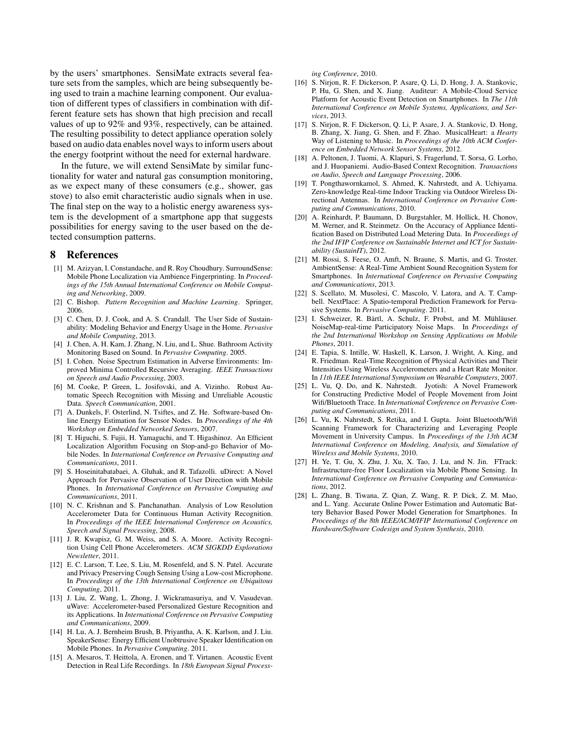by the users' smartphones. SensiMate extracts several feature sets from the samples, which are being subsequently being used to train a machine learning component. Our evaluation of different types of classifiers in combination with different feature sets has shown that high precision and recall values of up to 92% and 93%, respectively, can be attained. The resulting possibility to detect appliance operation solely based on audio data enables novel ways to inform users about the energy footprint without the need for external hardware.

In the future, we will extend SensiMate by similar functionality for water and natural gas consumption monitoring, as we expect many of these consumers (e.g., shower, gas stove) to also emit characteristic audio signals when in use. The final step on the way to a holistic energy awareness system is the development of a smartphone app that suggests possibilities for energy saving to the user based on the detected consumption patterns.

## 8 References

[1] M. Azizyan, I. Constandache, and R. Roy Choudhury. SurroundSense: Mobile Phone Localization via Ambience Fingerprinting. In *Proceedings of the 15th Annual International Conference on Mobile Computing and Networking*, 2009.

[2] C. Bishop. *Pattern Recognition and Machine Learning*. Springer, 2006.

[3] C. Chen, D. J. Cook, and A. S. Crandall. The User Side of Sustainability: Modeling Behavior and Energy Usage in the Home. *Pervasive and Mobile Computing*, 2013.

[4] J. Chen, A. H. Kam, J. Zhang, N. Liu, and L. Shue. Bathroom Activity Monitoring Based on Sound. In *Pervasive Computing*. 2005.

[5] I. Cohen. Noise Spectrum Estimation in Adverse Environments: Improved Minima Controlled Recursive Averaging. *IEEE Transactions on Speech and Audio Processing*, 2003.

[6] M. Cooke, P. Green, L. Josifovski, and A. Vizinho. Robust Automatic Speech Recognition with Missing and Unreliable Acoustic Data. *Speech Communication*, 2001.

[7] A. Dunkels, F. Osterlind, N. Tsiftes, and Z. He. Software-based Online Energy Estimation for Sensor Nodes. In *Proceedings of the 4th Workshop on Embedded Networked Sensors*, 2007.

[8] T. Higuchi, S. Fujii, H. Yamaguchi, and T. Higashinoz. An Efficient Localization Algorithm Focusing on Stop-and-go Behavior of Mobile Nodes. In *International Conference on Pervasive Computing and Communications*, 2011.

[9] S. Hoseinitabatabaei, A. Gluhak, and R. Tafazolli. uDirect: A Novel Approach for Pervasive Observation of User Direction with Mobile Phones. In *International Conference on Pervasive Computing and Communications*, 2011.

[10] N. C. Krishnan and S. Panchanathan. Analysis of Low Resolution Accelerometer Data for Continuous Human Activity Recognition. In *Proceedings of the IEEE International Conference on Acoustics, Speech and Signal Processing*, 2008.

[11] J. R. Kwapisz, G. M. Weiss, and S. A. Moore. Activity Recognition Using Cell Phone Accelerometers. *ACM SIGKDD Explorations Newsletter*, 2011.

[12] E. C. Larson, T. Lee, S. Liu, M. Rosenfeld, and S. N. Patel. Accurate and Privacy Preserving Cough Sensing Using a Low-cost Microphone. In *Proceedings of the 13th International Conference on Ubiquitous Computing*, 2011.

[13] J. Liu, Z. Wang, L. Zhong, J. Wickramasuriya, and V. Vasudevan. uWave: Accelerometer-based Personalized Gesture Recognition and its Applications. In *International Conference on Pervasive Computing and Communications*, 2009.

[14] H. Lu, A. J. Bernheim Brush, B. Priyantha, A. K. Karlson, and J. Liu. SpeakerSense: Energy Efficient Unobtrusive Speaker Identification on Mobile Phones. In *Pervasive Computing*. 2011.

[15] A. Mesaros, T. Heittola, A. Eronen, and T. Virtanen. Acoustic Event Detection in Real Life Recordings. In *18th European Signal Processing Conference*, 2010.

[16] S. Nirjon, R. F. Dickerson, P. Asare, Q. Li, D. Hong, J. A. Stankovic, P. Hu, G. Shen, and X. Jiang. Auditeur: A Mobile-Cloud Service Platform for Acoustic Event Detection on Smartphones. In *The 11th International Conference on Mobile Systems, Applications, and Services*, 2013.

[17] S. Nirjon, R. F. Dickerson, Q. Li, P. Asare, J. A. Stankovic, D. Hong, B. Zhang, X. Jiang, G. Shen, and F. Zhao. MusicalHeart: a *Hearty* Way of Listening to Music. In *Proceedings of the 10th ACM Conference on Embedded Network Sensor Systems*, 2012.

[18] A. Peltonen, J. Tuomi, A. Klapuri, S. Fragerlund, T. Sorsa, G. Lorho, and J. Huopaniemi. Audio-Based Context Recognition. *Transactions on Audio, Speech and Language Processing*, 2006.

[19] T. Pongthawornkamol, S. Ahmed, K. Nahrstedt, and A. Uchiyama. Zero-knowledge Real-time Indoor Tracking via Outdoor Wireless Directional Antennas. In *International Conference on Pervasive Computing and Communications*, 2010.

[20] A. Reinhardt, P. Baumann, D. Burgstahler, M. Hollick, H. Chonov, M. Werner, and R. Steinmetz. On the Accuracy of Appliance Identification Based on Distributed Load Metering Data. In *Proceedings of the 2nd IFIP Conference on Sustainable Internet and ICT for Sustainability (SustainIT)*, 2012.

[21] M. Rossi, S. Feese, O. Amft, N. Braune, S. Martis, and G. Troster. AmbientSense: A Real-Time Ambient Sound Recognition System for Smartphones. In *International Conference on Pervasive Computing and Communications*, 2013.

[22] S. Scellato, M. Musolesi, C. Mascolo, V. Latora, and A. T. Campbell. NextPlace: A Spatio-temporal Prediction Framework for Pervasive Systems. In *Pervasive Computing*. 2011.

[23] I. Schweizer, R. Bärtl, A. Schulz, F. Probst, and M. Mühläuser. NoiseMap-real-time Participatory Noise Maps. In *Proceedings of the 2nd International Workshop on Sensing Applications on Mobile Phones*, 2011.

[24] E. Tapia, S. Intille, W. Haskell, K. Larson, J. Wright, A. King, and R. Friedman. Real-Time Recognition of Physical Activities and Their Intensities Using Wireless Accelerometers and a Heart Rate Monitor. In *11th IEEE International Symposium on Wearable Computers*, 2007.

[25] L. Vu, Q. Do, and K. Nahrstedt. Jyotish: A Novel Framework for Constructing Predictive Model of People Movement from Joint Wifi/Bluetooth Trace. In *International Conference on Pervasive Computing and Communications*, 2011.

[26] L. Vu, K. Nahrstedt, S. Retika, and I. Gupta. Joint Bluetooth/Wifi Scanning Framework for Characterizing and Leveraging People Movement in University Campus. In *Proceedings of the 13th ACM International Conference on Modeling, Analysis, and Simulation of Wireless and Mobile Systems*, 2010.

[27] H. Ye, T. Gu, X. Zhu, J. Xu, X. Tao, J. Lu, and N. Jin. FTrack: Infrastructure-free Floor Localization via Mobile Phone Sensing. In *International Conference on Pervasive Computing and Communications*, 2012.

[28] L. Zhang, B. Tiwana, Z. Qian, Z. Wang, R. P. Dick, Z. M. Mao, and L. Yang. Accurate Online Power Estimation and Automatic Battery Behavior Based Power Model Generation for Smartphones. In *Proceedings of the 8th IEEE/ACM/IFIP International Conference on Hardware/Software Codesign and System Synthesis*, 2010.